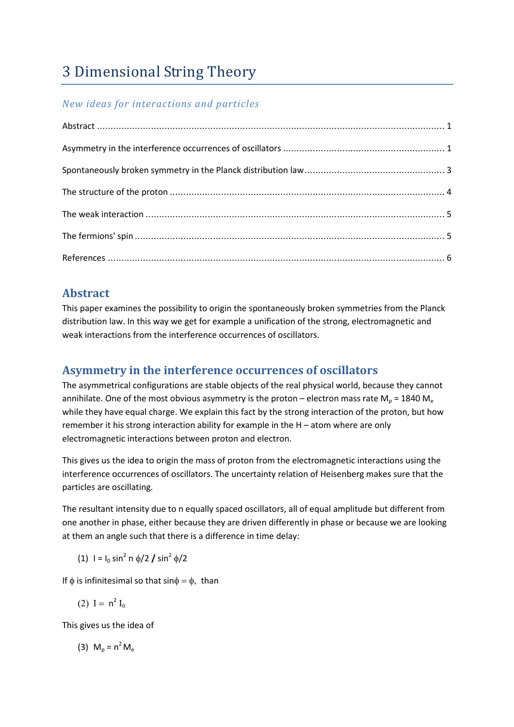# 3 Dimensional String Theory

*New ideas for interactions and particles*

Abstract ........................................................................................................................ 1

Asymmetry in the interference occurrences of oscillators ........................................................... 1

Spontaneously broken symmetry in the Planck distribution law ................................................... 3

The structure of the proton ............................................................................................... 4

The weak interaction ........................................................................................................ 5

The fermions' spin ........................................................................................................... 5

References ..................................................................................................................... 6

## Abstract

This paper examines the possibility to origin the spontaneously broken symmetries from the Planck distribution law. In this way we get for example a unification of the strong, electromagnetic and weak interactions from the interference occurrences of oscillators.

## Asymmetry in the interference occurrences of oscillators

The asymmetrical configurations are stable objects of the real physical world, because they cannot annihilate. One of the most obvious asymmetry is the proton – electron mass rate $M_p = 1840\ M_e$ while they have equal charge. We explain this fact by the strong interaction of the proton, but how remember it his strong interaction ability for example in the H – atom where are only electromagnetic interactions between proton and electron.

This gives us the idea to origin the mass of proton from the electromagnetic interactions using the interference occurrences of oscillators. The uncertainty relation of Heisenberg makes sure that the particles are oscillating.

The resultant intensity due to n equally spaced oscillators, all of equal amplitude but different from one another in phase, either because they are driven differently in phase or because we are looking at them an angle such that there is a difference in time delay:

$$(1)\quad I = I_0 \sin^2 n\,\phi/2 \,/\, \sin^2 \phi/2$$

If $\phi$ is infinitesimal so that $\sin\phi = \phi$, than

$$(2)\quad I = n^2 I_0$$

This gives us the idea of

$$(3)\quad M_p = n^2 M_e$$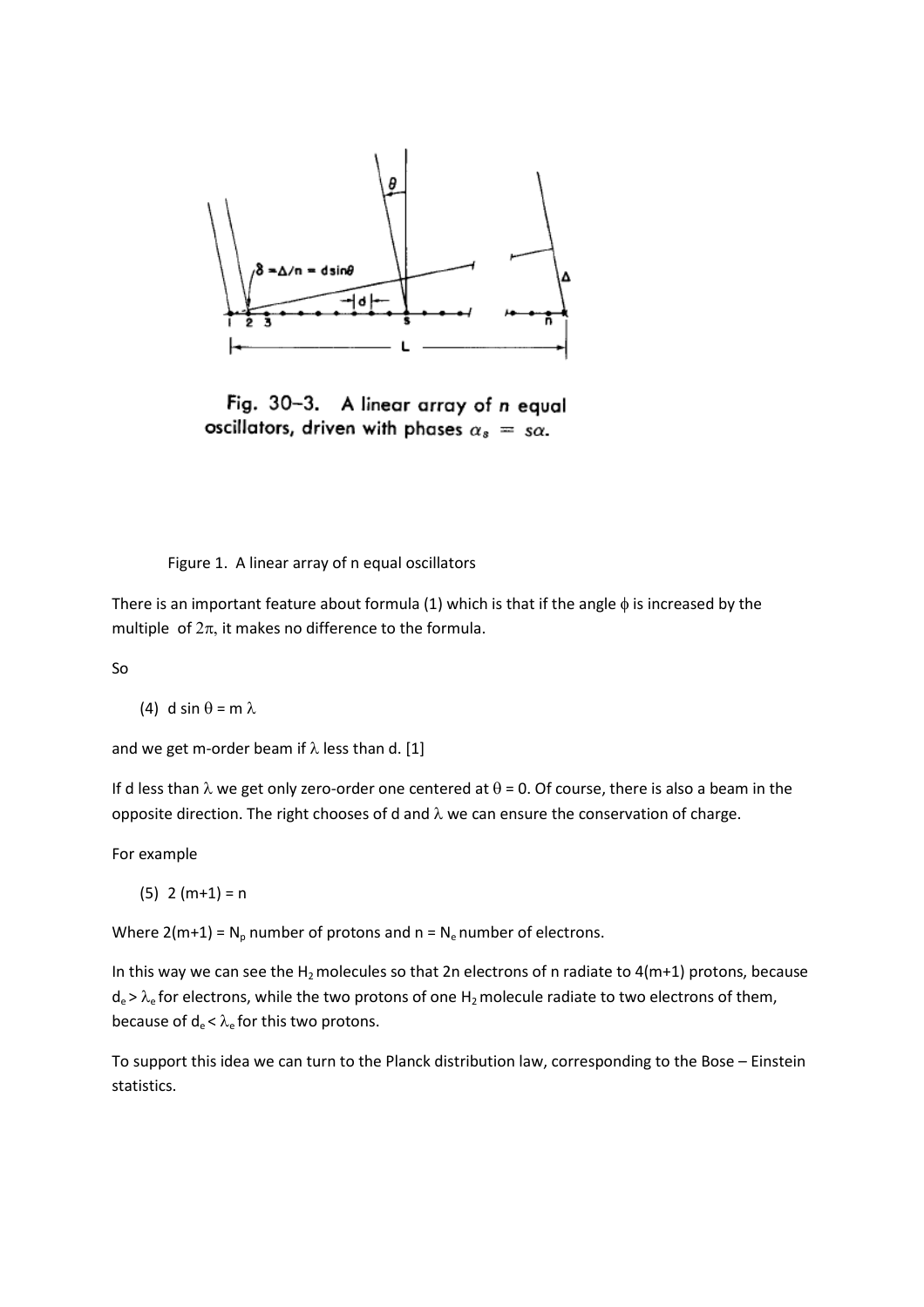Fig. 30–3. A linear array of $n$ equal oscillators, driven with phases $\alpha_s = s\alpha$.

Figure 1. A linear array of n equal oscillators

There is an important feature about formula (1) which is that if the angle $\phi$ is increased by the multiple of $2\pi$, it makes no difference to the formula.

So

(4) $d \sin \theta = m \lambda$

and we get m-order beam if $\lambda$ less than d. [1]

If d less than $\lambda$ we get only zero-order one centered at $\theta = 0$. Of course, there is also a beam in the opposite direction. The right chooses of d and $\lambda$ we can ensure the conservation of charge.

For example

(5) $2(m+1) = n$

Where $2(m+1) = N_p$ number of protons and $n = N_e$ number of electrons.

In this way we can see the $H_2$ molecules so that 2n electrons of n radiate to 4(m+1) protons, because $d_e > \lambda_e$ for electrons, while the two protons of one $H_2$ molecule radiate to two electrons of them, because of $d_e < \lambda_e$ for this two protons.

To support this idea we can turn to the Planck distribution law, corresponding to the Bose – Einstein statistics.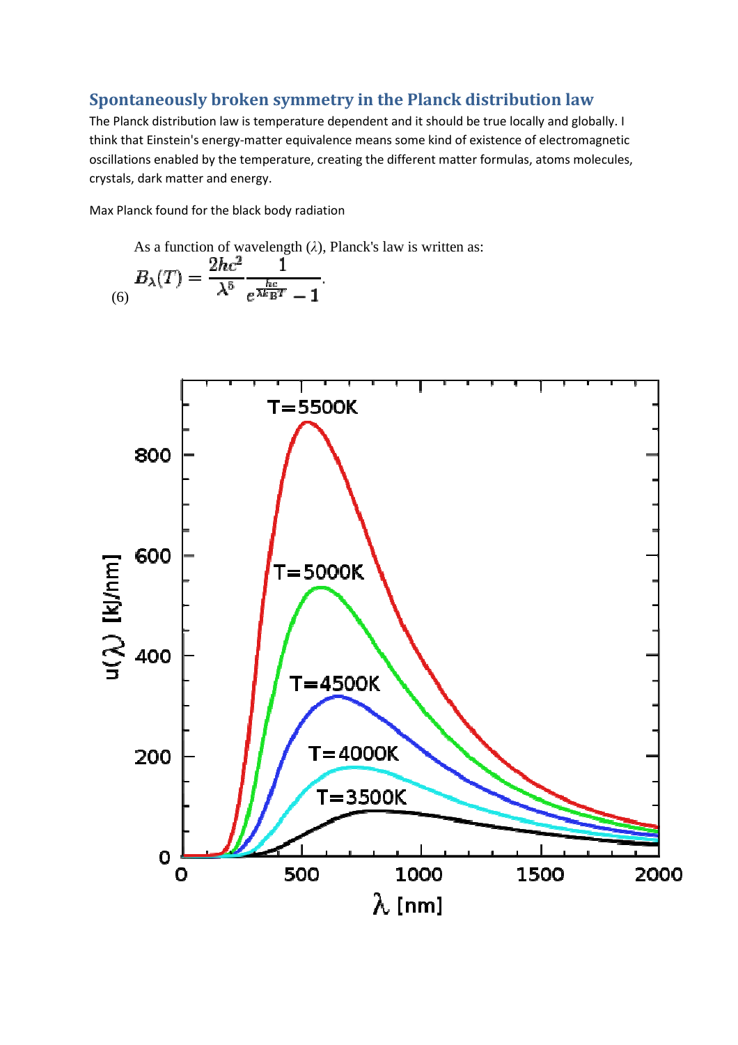## Spontaneously broken symmetry in the Planck distribution law

The Planck distribution law is temperature dependent and it should be true locally and globally. I think that Einstein's energy-matter equivalence means some kind of existence of electromagnetic oscillations enabled by the temperature, creating the different matter formulas, atoms molecules, crystals, dark matter and energy.

Max Planck found for the black body radiation

As a function of wavelength ($\lambda$), Planck's law is written as:

$$B_\lambda(T) = \frac{2hc^2}{\lambda^5} \frac{1}{e^{\frac{hc}{\lambda k_B T}} - 1}. \tag{6}$$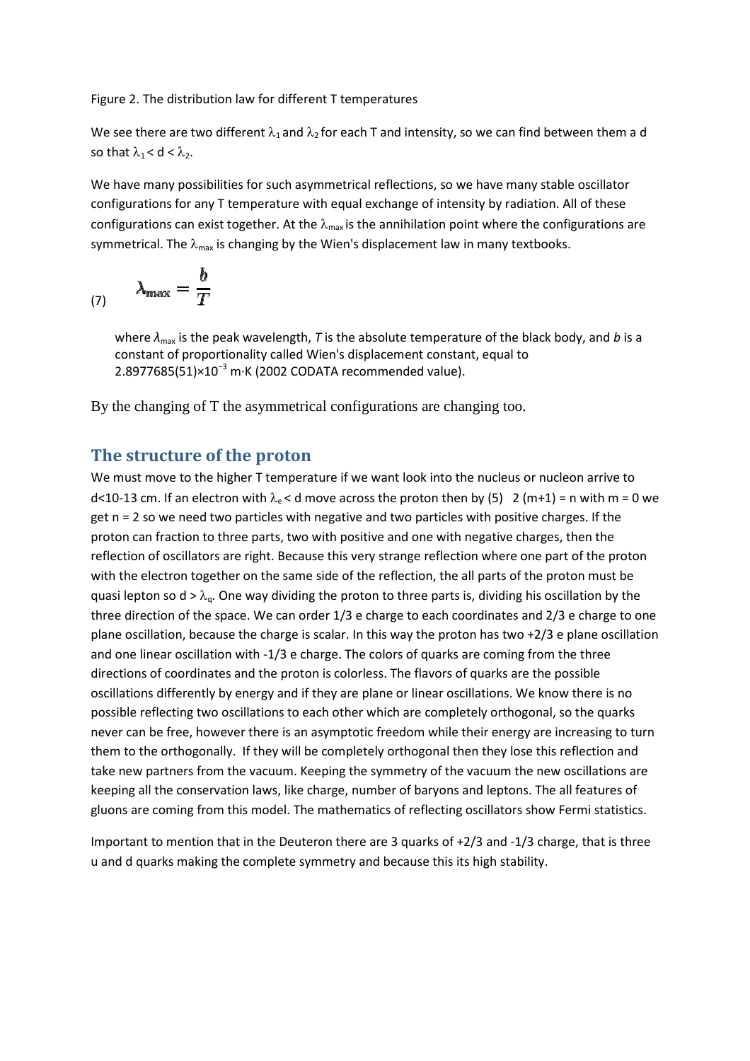Figure 2. The distribution law for different T temperatures

We see there are two different $\lambda_1$ and $\lambda_2$ for each T and intensity, so we can find between them a d so that $\lambda_1 < d < \lambda_2$.

We have many possibilities for such asymmetrical reflections, so we have many stable oscillator configurations for any T temperature with equal exchange of intensity by radiation. All of these configurations can exist together. At the $\lambda_{max}$ is the annihilation point where the configurations are symmetrical. The $\lambda_{max}$ is changing by the Wien's displacement law in many textbooks.

$$\lambda_{\max} = \frac{b}{T} \quad (7)$$

> where $\lambda_{max}$ is the peak wavelength, *T* is the absolute temperature of the black body, and *b* is a constant of proportionality called Wien's displacement constant, equal to $2.8977685(51)\times10^{-3}$ m·K (2002 CODATA recommended value).

By the changing of T the asymmetrical configurations are changing too.

## The structure of the proton

We must move to the higher T temperature if we want look into the nucleus or nucleon arrive to d<10-13 cm. If an electron with $\lambda_e < d$ move across the proton then by (5) $2(m+1) = n$ with m = 0 we get n = 2 so we need two particles with negative and two particles with positive charges. If the proton can fraction to three parts, two with positive and one with negative charges, then the reflection of oscillators are right. Because this very strange reflection where one part of the proton with the electron together on the same side of the reflection, the all parts of the proton must be quasi lepton so $d > \lambda_q$. One way dividing the proton to three parts is, dividing his oscillation by the three direction of the space. We can order 1/3 e charge to each coordinates and 2/3 e charge to one plane oscillation, because the charge is scalar. In this way the proton has two +2/3 e plane oscillation and one linear oscillation with -1/3 e charge. The colors of quarks are coming from the three directions of coordinates and the proton is colorless. The flavors of quarks are the possible oscillations differently by energy and if they are plane or linear oscillations. We know there is no possible reflecting two oscillations to each other which are completely orthogonal, so the quarks never can be free, however there is an asymptotic freedom while their energy are increasing to turn them to the orthogonally. If they will be completely orthogonal then they lose this reflection and take new partners from the vacuum. Keeping the symmetry of the vacuum the new oscillations are keeping all the conservation laws, like charge, number of baryons and leptons. The all features of gluons are coming from this model. The mathematics of reflecting oscillators show Fermi statistics.

Important to mention that in the Deuteron there are 3 quarks of +2/3 and -1/3 charge, that is three u and d quarks making the complete symmetry and because this its high stability.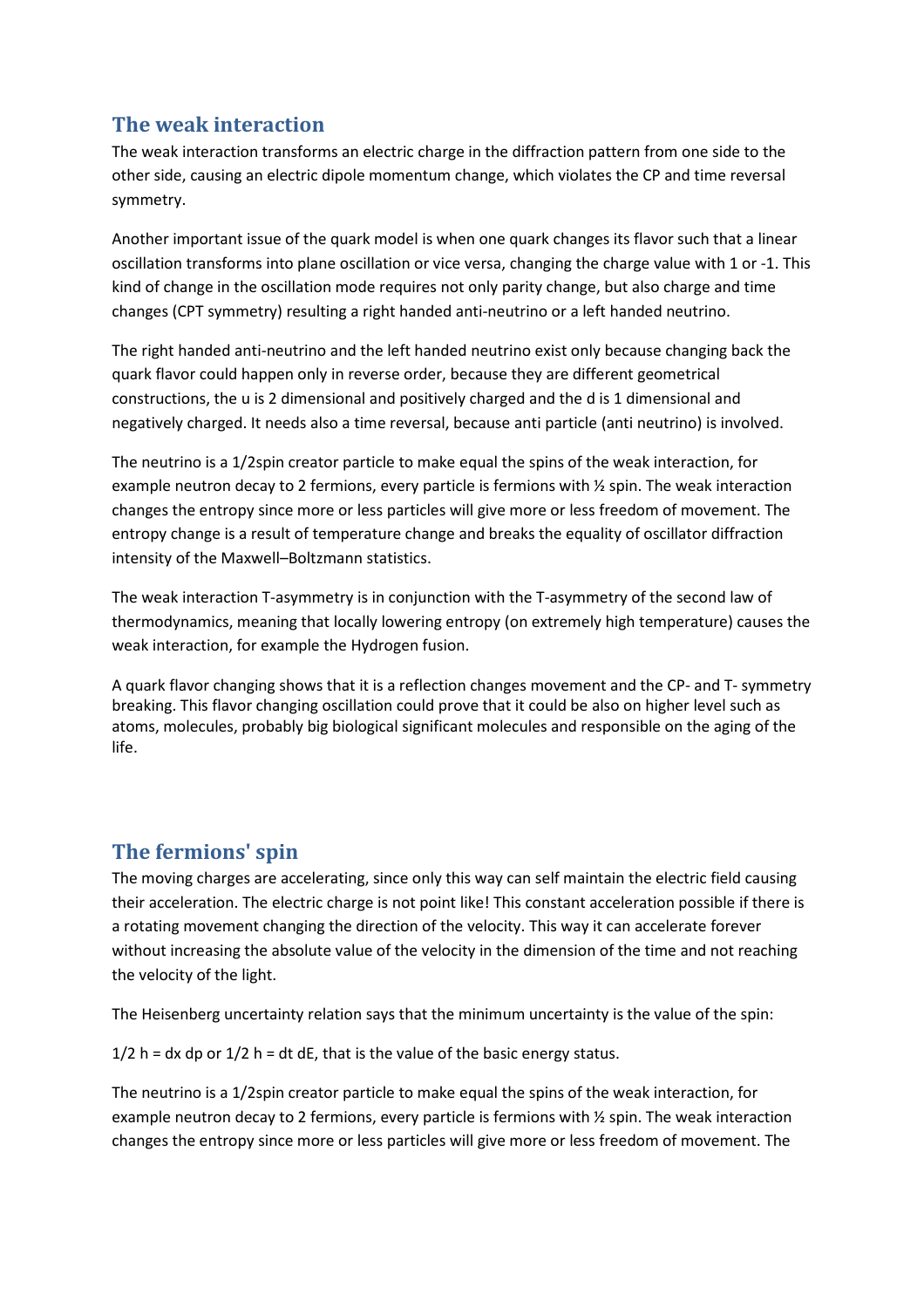## The weak interaction

The weak interaction transforms an electric charge in the diffraction pattern from one side to the other side, causing an electric dipole momentum change, which violates the CP and time reversal symmetry.

Another important issue of the quark model is when one quark changes its flavor such that a linear oscillation transforms into plane oscillation or vice versa, changing the charge value with 1 or -1. This kind of change in the oscillation mode requires not only parity change, but also charge and time changes (CPT symmetry) resulting a right handed anti-neutrino or a left handed neutrino.

The right handed anti-neutrino and the left handed neutrino exist only because changing back the quark flavor could happen only in reverse order, because they are different geometrical constructions, the u is 2 dimensional and positively charged and the d is 1 dimensional and negatively charged. It needs also a time reversal, because anti particle (anti neutrino) is involved.

The neutrino is a 1/2spin creator particle to make equal the spins of the weak interaction, for example neutron decay to 2 fermions, every particle is fermions with ½ spin. The weak interaction changes the entropy since more or less particles will give more or less freedom of movement. The entropy change is a result of temperature change and breaks the equality of oscillator diffraction intensity of the Maxwell–Boltzmann statistics.

The weak interaction T-asymmetry is in conjunction with the T-asymmetry of the second law of thermodynamics, meaning that locally lowering entropy (on extremely high temperature) causes the weak interaction, for example the Hydrogen fusion.

A quark flavor changing shows that it is a reflection changes movement and the CP- and T- symmetry breaking. This flavor changing oscillation could prove that it could be also on higher level such as atoms, molecules, probably big biological significant molecules and responsible on the aging of the life.

## The fermions' spin

The moving charges are accelerating, since only this way can self maintain the electric field causing their acceleration. The electric charge is not point like! This constant acceleration possible if there is a rotating movement changing the direction of the velocity. This way it can accelerate forever without increasing the absolute value of the velocity in the dimension of the time and not reaching the velocity of the light.

The Heisenberg uncertainty relation says that the minimum uncertainty is the value of the spin:

$1/2\ h = dx\ dp$ or $1/2\ h = dt\ dE$, that is the value of the basic energy status.

The neutrino is a 1/2spin creator particle to make equal the spins of the weak interaction, for example neutron decay to 2 fermions, every particle is fermions with ½ spin. The weak interaction changes the entropy since more or less particles will give more or less freedom of movement. The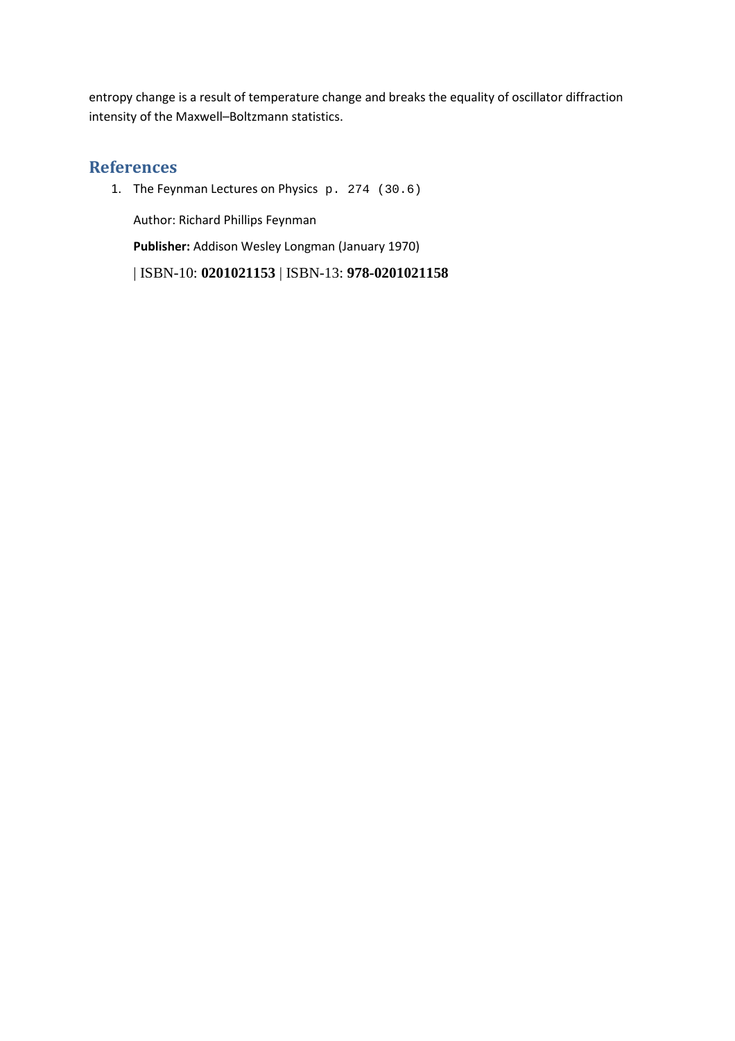entropy change is a result of temperature change and breaks the equality of oscillator diffraction intensity of the Maxwell–Boltzmann statistics.

## References

1. The Feynman Lectures on Physics p. 274 (30.6)

   Author: Richard Phillips Feynman

   **Publisher:** Addison Wesley Longman (January 1970)

   | ISBN-10: **0201021153** | ISBN-13: **978-0201021158**